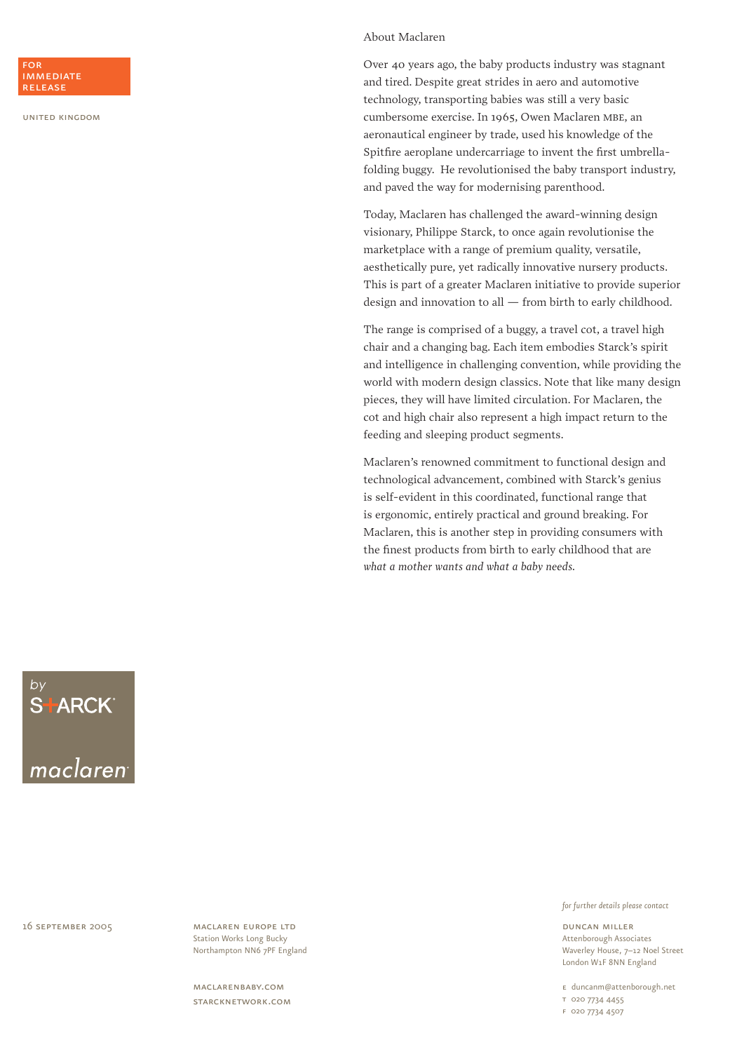FOR IMMEDIATE RELEASE

UNITED KINGDOM

## About Maclaren

Over 40 years ago, the baby products industry was stagnant and tired. Despite great strides in aero and automotive technology, transporting babies was still a very basic cumbersome exercise. In 1965, Owen Maclaren MBE, an aeronautical engineer by trade, used his knowledge of the Spitfire aeroplane undercarriage to invent the first umbrella-folding buggy. He revolutionised the baby transport industry, and paved the way for modernising parenthood.

Today, Maclaren has challenged the award-winning design visionary, Philippe Starck, to once again revolutionise the marketplace with a range of premium quality, versatile, aesthetically pure, yet radically innovative nursery products. This is part of a greater Maclaren initiative to provide superior design and innovation to all — from birth to early childhood.

The range is comprised of a buggy, a travel cot, a travel high chair and a changing bag. Each item embodies Starck's spirit and intelligence in challenging convention, while providing the world with modern design classics. Note that like many design pieces, they will have limited circulation. For Maclaren, the cot and high chair also represent a high impact return to the feeding and sleeping product segments.

Maclaren's renowned commitment to functional design and technological advancement, combined with Starck's genius is self-evident in this coordinated, functional range that is ergonomic, entirely practical and ground breaking. For Maclaren, this is another step in providing consumers with the finest products from birth to early childhood that are *what a mother wants and what a baby needs.*

by STARCK

maclaren

16 SEPTEMBER 2005

MACLAREN EUROPE LTD
Station Works Long Bucky
Northampton NN6 7PF England

MACLARENBABY.COM
STARCKNETWORK.COM

*for further details please contact*

DUNCAN MILLER
Attenborough Associates
Waverley House, 7–12 Noel Street
London W1F 8NN England

E duncanm@attenborough.net
T 020 7734 4455
F 020 7734 4507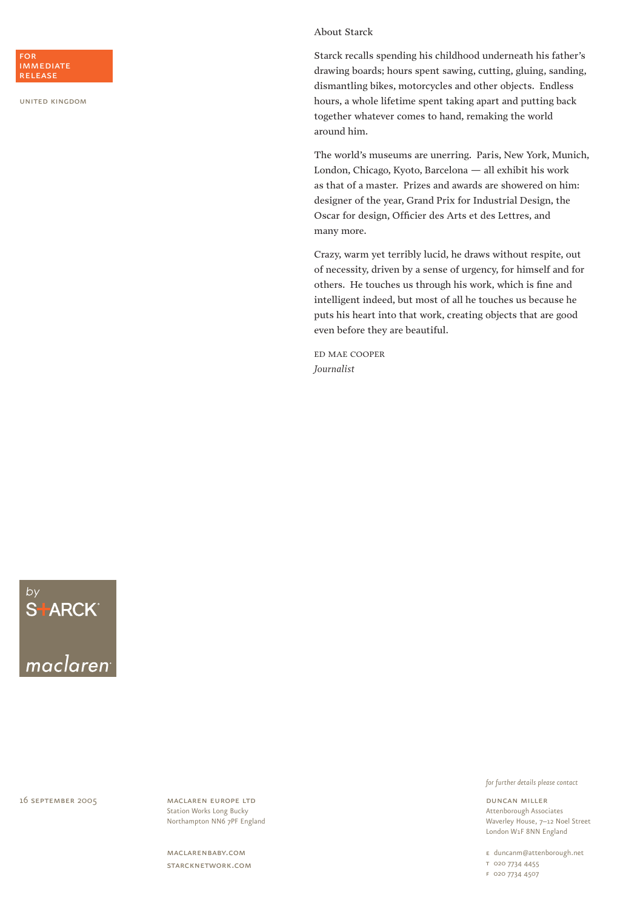FOR IMMEDIATE RELEASE

UNITED KINGDOM

## About Starck

Starck recalls spending his childhood underneath his father's drawing boards; hours spent sawing, cutting, gluing, sanding, dismantling bikes, motorcycles and other objects. Endless hours, a whole lifetime spent taking apart and putting back together whatever comes to hand, remaking the world around him.

The world's museums are unerring. Paris, New York, Munich, London, Chicago, Kyoto, Barcelona — all exhibit his work as that of a master. Prizes and awards are showered on him: designer of the year, Grand Prix for Industrial Design, the Oscar for design, Officier des Arts et des Lettres, and many more.

Crazy, warm yet terribly lucid, he draws without respite, out of necessity, driven by a sense of urgency, for himself and for others. He touches us through his work, which is fine and intelligent indeed, but most of all he touches us because he puts his heart into that work, creating objects that are good even before they are beautiful.

ED MAE COOPER
*Journalist*

by S+ARCK

maclaren

16 SEPTEMBER 2005

MACLAREN EUROPE LTD
Station Works Long Bucky
Northampton NN6 7PF England

MACLARENBABY.COM
STARCKNETWORK.COM

*for further details please contact*

DUNCAN MILLER
Attenborough Associates
Waverley House, 7–12 Noel Street
London W1F 8NN England

E duncanm@attenborough.net
T 020 7734 4455
F 020 7734 4507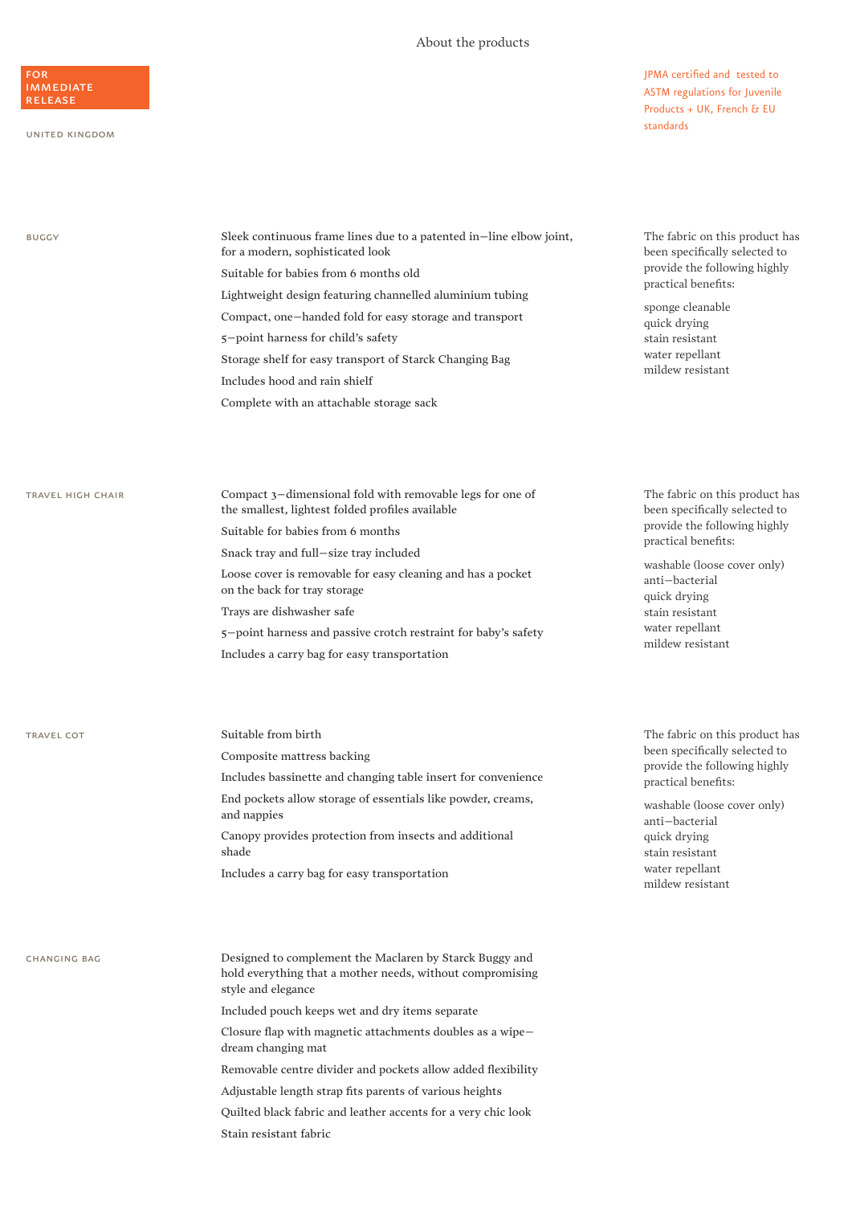# About the products

**FOR IMMEDIATE RELEASE**

UNITED KINGDOM

JPMA certified and tested to ASTM regulations for Juvenile Products + UK, French & EU standards

## BUGGY

- Sleek continuous frame lines due to a patented in—line elbow joint, for a modern, sophisticated look
- Suitable for babies from 6 months old
- Lightweight design featuring channelled aluminium tubing
- Compact, one—handed fold for easy storage and transport
- 5—point harness for child's safety
- Storage shelf for easy transport of Starck Changing Bag
- Includes hood and rain shielf
- Complete with an attachable storage sack

The fabric on this product has been specifically selected to provide the following highly practical benefits:

- sponge cleanable
- quick drying
- stain resistant
- water repellant
- mildew resistant

## TRAVEL HIGH CHAIR

- Compact 3—dimensional fold with removable legs for one of the smallest, lightest folded profiles available
- Suitable for babies from 6 months
- Snack tray and full—size tray included
- Loose cover is removable for easy cleaning and has a pocket on the back for tray storage
- Trays are dishwasher safe
- 5—point harness and passive crotch restraint for baby's safety
- Includes a carry bag for easy transportation

The fabric on this product has been specifically selected to provide the following highly practical benefits:

- washable (loose cover only)
- anti—bacterial
- quick drying
- stain resistant
- water repellant
- mildew resistant

## TRAVEL COT

- Suitable from birth
- Composite mattress backing
- Includes bassinette and changing table insert for convenience
- End pockets allow storage of essentials like powder, creams, and nappies
- Canopy provides protection from insects and additional shade
- Includes a carry bag for easy transportation

The fabric on this product has been specifically selected to provide the following highly practical benefits:

- washable (loose cover only)
- anti—bacterial
- quick drying
- stain resistant
- water repellant
- mildew resistant

## CHANGING BAG

- Designed to complement the Maclaren by Starck Buggy and hold everything that a mother needs, without compromising style and elegance
- Included pouch keeps wet and dry items separate
- Closure flap with magnetic attachments doubles as a wipe—dream changing mat
- Removable centre divider and pockets allow added flexibility
- Adjustable length strap fits parents of various heights
- Quilted black fabric and leather accents for a very chic look
- Stain resistant fabric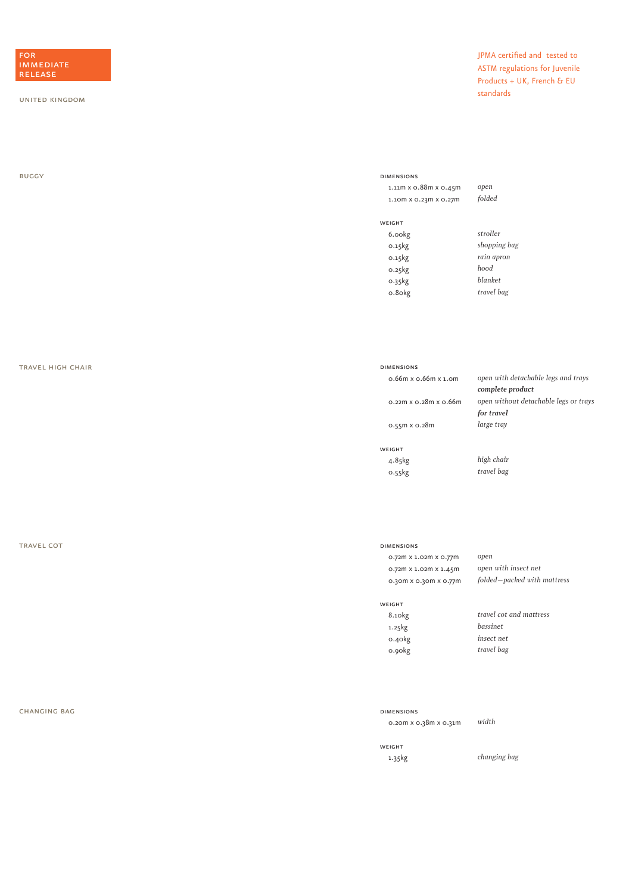FOR IMMEDIATE RELEASE

UNITED KINGDOM

JPMA certified and tested to ASTM regulations for Juvenile Products + UK, French & EU standards

## BUGGY

**DIMENSIONS**

| | |
|---|---|
| 1.11m x 0.88m x 0.45m | *open* |
| 1.10m x 0.23m x 0.27m | *folded* |

**WEIGHT**

| | |
|---|---|
| 6.00kg | *stroller* |
| 0.15kg | *shopping bag* |
| 0.15kg | *rain apron* |
| 0.25kg | *hood* |
| 0.35kg | *blanket* |
| 0.80kg | *travel bag* |

## TRAVEL HIGH CHAIR

**DIMENSIONS**

| | |
|---|---|
| 0.66m x 0.66m x 1.0m | *open with detachable legs and trays* ***complete product*** |
| 0.22m x 0.28m x 0.66m | *open without detachable legs or trays* ***for travel*** |
| 0.55m x 0.28m | *large tray* |

**WEIGHT**

| | |
|---|---|
| 4.85kg | *high chair* |
| 0.55kg | *travel bag* |

## TRAVEL COT

**DIMENSIONS**

| | |
|---|---|
| 0.72m x 1.02m x 0.77m | *open* |
| 0.72m x 1.02m x 1.45m | *open with insect net* |
| 0.30m x 0.30m x 0.77m | *folded—packed with mattress* |

**WEIGHT**

| | |
|---|---|
| 8.10kg | *travel cot and mattress* |
| 1.25kg | *bassinet* |
| 0.40kg | *insect net* |
| 0.90kg | *travel bag* |

## CHANGING BAG

**DIMENSIONS**

| | |
|---|---|
| 0.20m x 0.38m x 0.31m | *width* |

**WEIGHT**

| | |
|---|---|
| 1.35kg | *changing bag* |